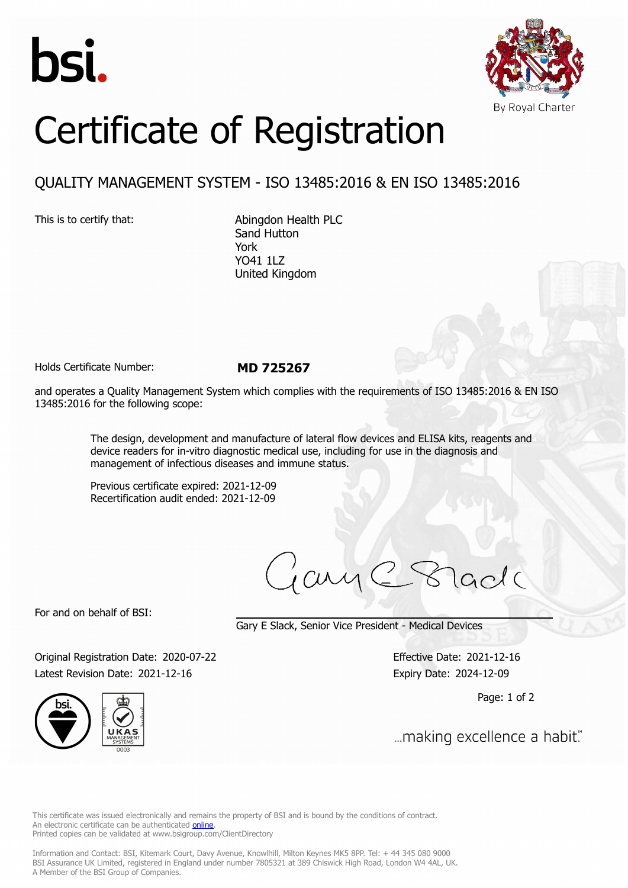bsi.

By Royal Charter

# Certificate of Registration

## QUALITY MANAGEMENT SYSTEM - ISO 13485:2016 & EN ISO 13485:2016

This is to certify that:

Abingdon Health PLC
Sand Hutton
York
YO41 1LZ
United Kingdom

Holds Certificate Number: **MD 725267**

and operates a Quality Management System which complies with the requirements of ISO 13485:2016 & EN ISO 13485:2016 for the following scope:

The design, development and manufacture of lateral flow devices and ELISA kits, reagents and device readers for in-vitro diagnostic medical use, including for use in the diagnosis and management of infectious diseases and immune status.

Previous certificate expired: 2021-12-09
Recertification audit ended: 2021-12-09

For and on behalf of BSI:

Gary E Slack, Senior Vice President - Medical Devices

Original Registration Date: 2020-07-22
Latest Revision Date: 2021-12-16

Effective Date: 2021-12-16
Expiry Date: 2024-12-09

...making excellence a habit.™

This certificate was issued electronically and remains the property of BSI and is bound by the conditions of contract.
An electronic certificate can be authenticated online.
Printed copies can be validated at www.bsigroup.com/ClientDirectory

Information and Contact: BSI, Kitemark Court, Davy Avenue, Knowlhill, Milton Keynes MK5 8PP. Tel: + 44 345 080 9000
BSI Assurance UK Limited, registered in England under number 7805321 at 389 Chiswick High Road, London W4 4AL, UK.
A Member of the BSI Group of Companies.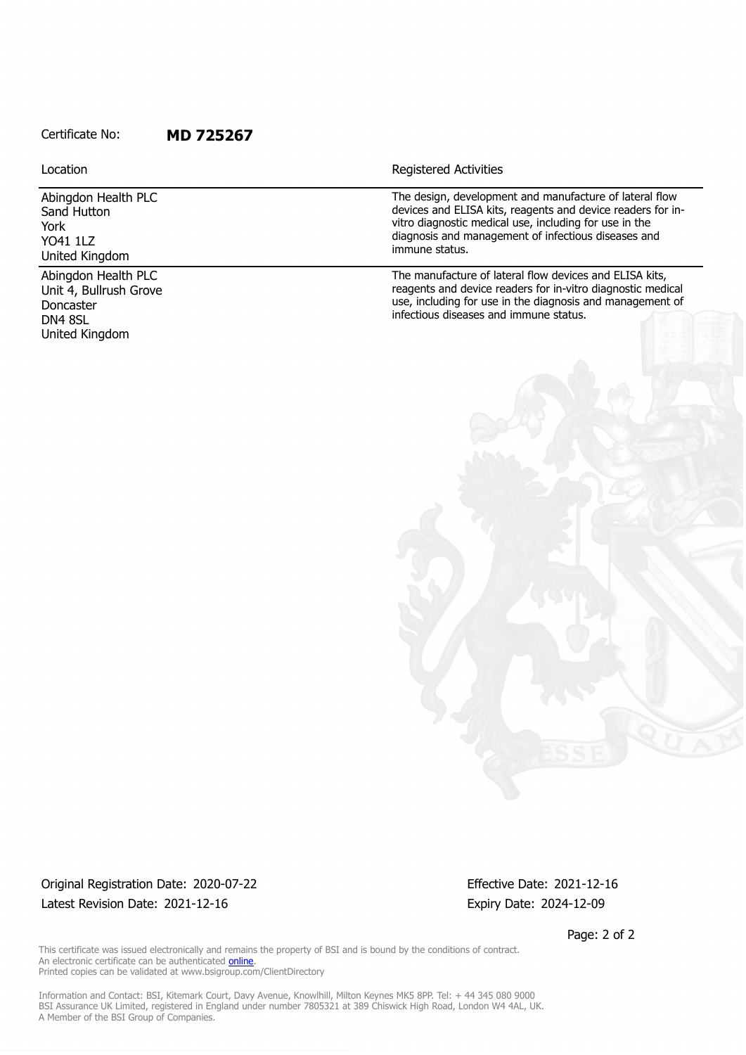Certificate No: **MD 725267**

| Location | Registered Activities |
| --- | --- |
| Abingdon Health PLC<br>Sand Hutton<br>York<br>YO41 1LZ<br>United Kingdom | The design, development and manufacture of lateral flow devices and ELISA kits, reagents and device readers for in-vitro diagnostic medical use, including for use in the diagnosis and management of infectious diseases and immune status. |
| Abingdon Health PLC<br>Unit 4, Bullrush Grove<br>Doncaster<br>DN4 8SL<br>United Kingdom | The manufacture of lateral flow devices and ELISA kits, reagents and device readers for in-vitro diagnostic medical use, including for use in the diagnosis and management of infectious diseases and immune status. |

Original Registration Date: 2020-07-22

Latest Revision Date: 2021-12-16

Effective Date: 2021-12-16

Expiry Date: 2024-12-09

This certificate was issued electronically and remains the property of BSI and is bound by the conditions of contract.
An electronic certificate can be authenticated online.
Printed copies can be validated at www.bsigroup.com/ClientDirectory

Information and Contact: BSI, Kitemark Court, Davy Avenue, Knowlhill, Milton Keynes MK5 8PP. Tel: + 44 345 080 9000
BSI Assurance UK Limited, registered in England under number 7805321 at 389 Chiswick High Road, London W4 4AL, UK.
A Member of the BSI Group of Companies.